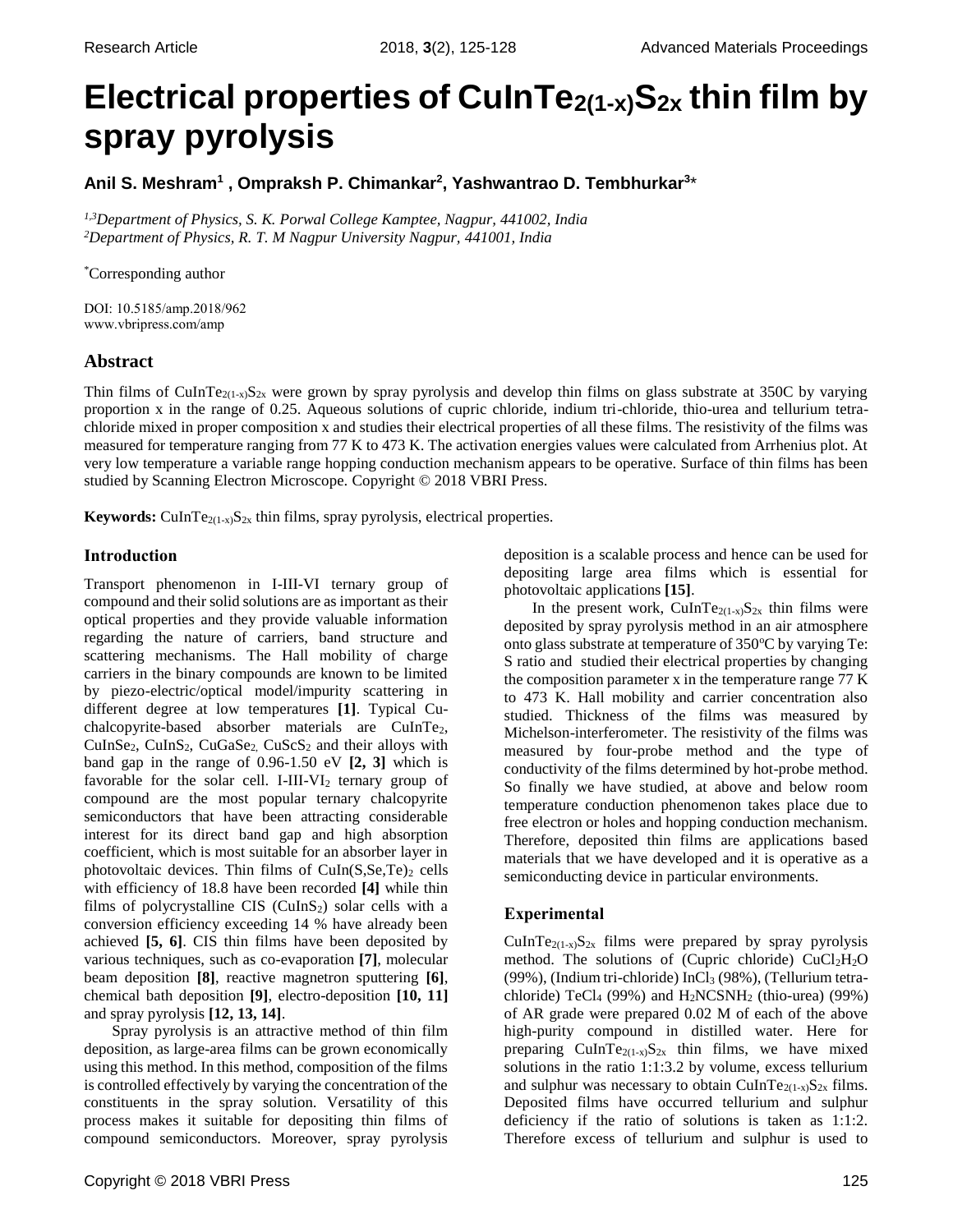# Electrical properties of $CuInTe_{2(1-x)}S_{2x}$ thin film by spray pyrolysis

**Anil S. Meshram[1] , Ompraksh P. Chimankar[2], Yashwantrao D. Tembhurkar[3]***

*[1,3]Department of Physics, S. K. Porwal College Kamptee, Nagpur, 441002, India*
*[2]Department of Physics, R. T. M Nagpur University Nagpur, 441001, India*

*Corresponding author

DOI: 10.5185/amp.2018/962
www.vbripress.com/amp

## Abstract

Thin films of $CuInTe_{2(1-x)}S_{2x}$ were grown by spray pyrolysis and develop thin films on glass substrate at 350C by varying proportion x in the range of 0.25. Aqueous solutions of cupric chloride, indium tri-chloride, thio-urea and tellurium tetra-chloride mixed in proper composition x and studies their electrical properties of all these films. The resistivity of the films was measured for temperature ranging from 77 K to 473 K. The activation energies values were calculated from Arrhenius plot. At very low temperature a variable range hopping conduction mechanism appears to be operative. Surface of thin films has been studied by Scanning Electron Microscope. Copyright © 2018 VBRI Press.

**Keywords:** $CuInTe_{2(1-x)}S_{2x}$ thin films, spray pyrolysis, electrical properties.

## Introduction

Transport phenomenon in I-III-VI ternary group of compound and their solid solutions are as important as their optical properties and they provide valuable information regarding the nature of carriers, band structure and scattering mechanisms. The Hall mobility of charge carriers in the binary compounds are known to be limited by piezo-electric/optical model/impurity scattering in different degree at low temperatures **[1]**. Typical Cu-chalcopyrite-based absorber materials are $CuInTe_2$, $CuInSe_2$, $CuInS_2$, $CuGaSe_2$, $CuScS_2$ and their alloys with band gap in the range of 0.96-1.50 eV **[2, 3]** which is favorable for the solar cell. I-III-$VI_2$ ternary group of compound are the most popular ternary chalcopyrite semiconductors that have been attracting considerable interest for its direct band gap and high absorption coefficient, which is most suitable for an absorber layer in photovoltaic devices. Thin films of $CuIn(S,Se,Te)_2$ cells with efficiency of 18.8 have been recorded **[4]** while thin films of polycrystalline CIS ($CuInS_2$) solar cells with a conversion efficiency exceeding 14 % have already been achieved **[5, 6]**. CIS thin films have been deposited by various techniques, such as co-evaporation **[7]**, molecular beam deposition **[8]**, reactive magnetron sputtering **[6]**, chemical bath deposition **[9]**, electro-deposition **[10, 11]** and spray pyrolysis **[12, 13, 14]**.

Spray pyrolysis is an attractive method of thin film deposition, as large-area films can be grown economically using this method. In this method, composition of the films is controlled effectively by varying the concentration of the constituents in the spray solution. Versatility of this process makes it suitable for depositing thin films of compound semiconductors. Moreover, spray pyrolysis deposition is a scalable process and hence can be used for depositing large area films which is essential for photovoltaic applications **[15]**.

In the present work, $CuInTe_{2(1-x)}S_{2x}$ thin films were deposited by spray pyrolysis method in an air atmosphere onto glass substrate at temperature of 350ºC by varying Te: S ratio and studied their electrical properties by changing the composition parameter x in the temperature range 77 K to 473 K. Hall mobility and carrier concentration also studied. Thickness of the films was measured by Michelson-interferometer. The resistivity of the films was measured by four-probe method and the type of conductivity of the films determined by hot-probe method. So finally we have studied, at above and below room temperature conduction phenomenon takes place due to free electron or holes and hopping conduction mechanism. Therefore, deposited thin films are applications based materials that we have developed and it is operative as a semiconducting device in particular environments.

## Experimental

$CuInTe_{2(1-x)}S_{2x}$ films were prepared by spray pyrolysis method. The solutions of (Cupric chloride) $CuCl_2H_2O$ (99%), (Indium tri-chloride) $InCl_3$ (98%), (Tellurium tetra-chloride) $TeCl_4$ (99%) and $H_2NCSNH_2$ (thio-urea) (99%) of AR grade were prepared 0.02 M of each of the above high-purity compound in distilled water. Here for preparing $CuInTe_{2(1-x)}S_{2x}$ thin films, we have mixed solutions in the ratio 1:1:3.2 by volume, excess tellurium and sulphur was necessary to obtain $CuInTe_{2(1-x)}S_{2x}$ films. Deposited films have occurred tellurium and sulphur deficiency if the ratio of solutions is taken as 1:1:2. Therefore excess of tellurium and sulphur is used to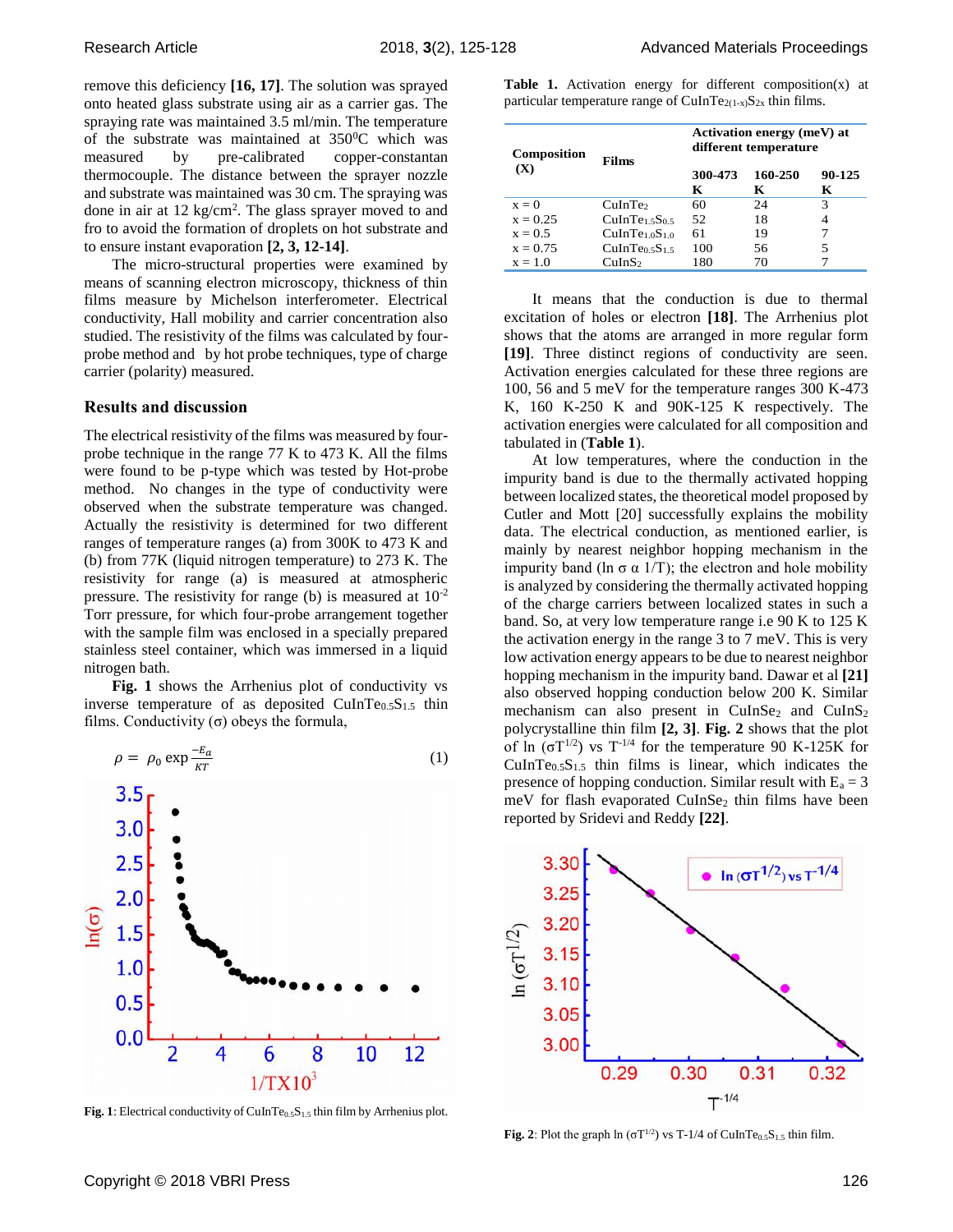remove this deficiency **[16, 17]**. The solution was sprayed onto heated glass substrate using air as a carrier gas. The spraying rate was maintained 3.5 ml/min. The temperature of the substrate was maintained at 350$^0$C which was measured by pre-calibrated copper-constantan thermocouple. The distance between the sprayer nozzle and substrate was maintained was 30 cm. The spraying was done in air at 12 kg/cm$^2$. The glass sprayer moved to and fro to avoid the formation of droplets on hot substrate and to ensure instant evaporation **[2, 3, 12-14]**.

The micro-structural properties were examined by means of scanning electron microscopy, thickness of thin films measure by Michelson interferometer. Electrical conductivity, Hall mobility and carrier concentration also studied. The resistivity of the films was calculated by four-probe method and by hot probe techniques, type of charge carrier (polarity) measured.

## Results and discussion

The electrical resistivity of the films was measured by four-probe technique in the range 77 K to 473 K. All the films were found to be p-type which was tested by Hot-probe method. No changes in the type of conductivity were observed when the substrate temperature was changed. Actually the resistivity is determined for two different ranges of temperature ranges (a) from 300K to 473 K and (b) from 77K (liquid nitrogen temperature) to 273 K. The resistivity for range (a) is measured at atmospheric pressure. The resistivity for range (b) is measured at $10^{-2}$ Torr pressure, for which four-probe arrangement together with the sample film was enclosed in a specially prepared stainless steel container, which was immersed in a liquid nitrogen bath.

**Fig. 1** shows the Arrhenius plot of conductivity vs inverse temperature of as deposited $CuInTe_{0.5}S_{1.5}$ thin films. Conductivity (σ) obeys the formula,

$$\rho = \rho_0 \exp \frac{-E_a}{KT} \quad (1)$$

**Fig. 1**: Electrical conductivity of $CuInTe_{0.5}S_{1.5}$ thin film by Arrhenius plot.

**Table 1.** Activation energy for different composition(x) at particular temperature range of $CuInTe_{2(1-x)}S_{2x}$ thin films.

| Composition (X) | Films | Activation energy (meV) at different temperature | | |
|---|---|---|---|---|
| | | 300-473 K | 160-250 K | 90-125 K |
| x = 0 | $CuInTe_2$ | 60 | 24 | 3 |
| x = 0.25 | $CuInTe_{1.5}S_{0.5}$ | 52 | 18 | 4 |
| x = 0.5 | $CuInTe_{1.0}S_{1.0}$ | 61 | 19 | 7 |
| x = 0.75 | $CuInTe_{0.5}S_{1.5}$ | 100 | 56 | 5 |
| x = 1.0 | $CuInS_2$ | 180 | 70 | 7 |

It means that the conduction is due to thermal excitation of holes or electron **[18]**. The Arrhenius plot shows that the atoms are arranged in more regular form **[19]**. Three distinct regions of conductivity are seen. Activation energies calculated for these three regions are 100, 56 and 5 meV for the temperature ranges 300 K-473 K, 160 K-250 K and 90K-125 K respectively. The activation energies were calculated for all composition and tabulated in (**Table 1**).

At low temperatures, where the conduction in the impurity band is due to the thermally activated hopping between localized states, the theoretical model proposed by Cutler and Mott [20] successfully explains the mobility data. The electrical conduction, as mentioned earlier, is mainly by nearest neighbor hopping mechanism in the impurity band (ln σ α 1/T); the electron and hole mobility is analyzed by considering the thermally activated hopping of the charge carriers between localized states in such a band. So, at very low temperature range i.e 90 K to 125 K the activation energy in the range 3 to 7 meV. This is very low activation energy appears to be due to nearest neighbor hopping mechanism in the impurity band. Dawar et al **[21]** also observed hopping conduction below 200 K. Similar mechanism can also present in $CuInSe_2$ and $CuInS_2$ polycrystalline thin film **[2, 3]**. **Fig. 2** shows that the plot of ln $(\sigma T^{1/2})$ vs $T^{-1/4}$ for the temperature 90 K-125K for $CuInTe_{0.5}S_{1.5}$ thin films is linear, which indicates the presence of hopping conduction. Similar result with $E_a$ = 3 meV for flash evaporated $CuInSe_2$ thin films have been reported by Sridevi and Reddy **[22]**.

**Fig. 2**: Plot the graph ln $(\sigma T^{1/2})$ vs T-1/4 of $CuInTe_{0.5}S_{1.5}$ thin film.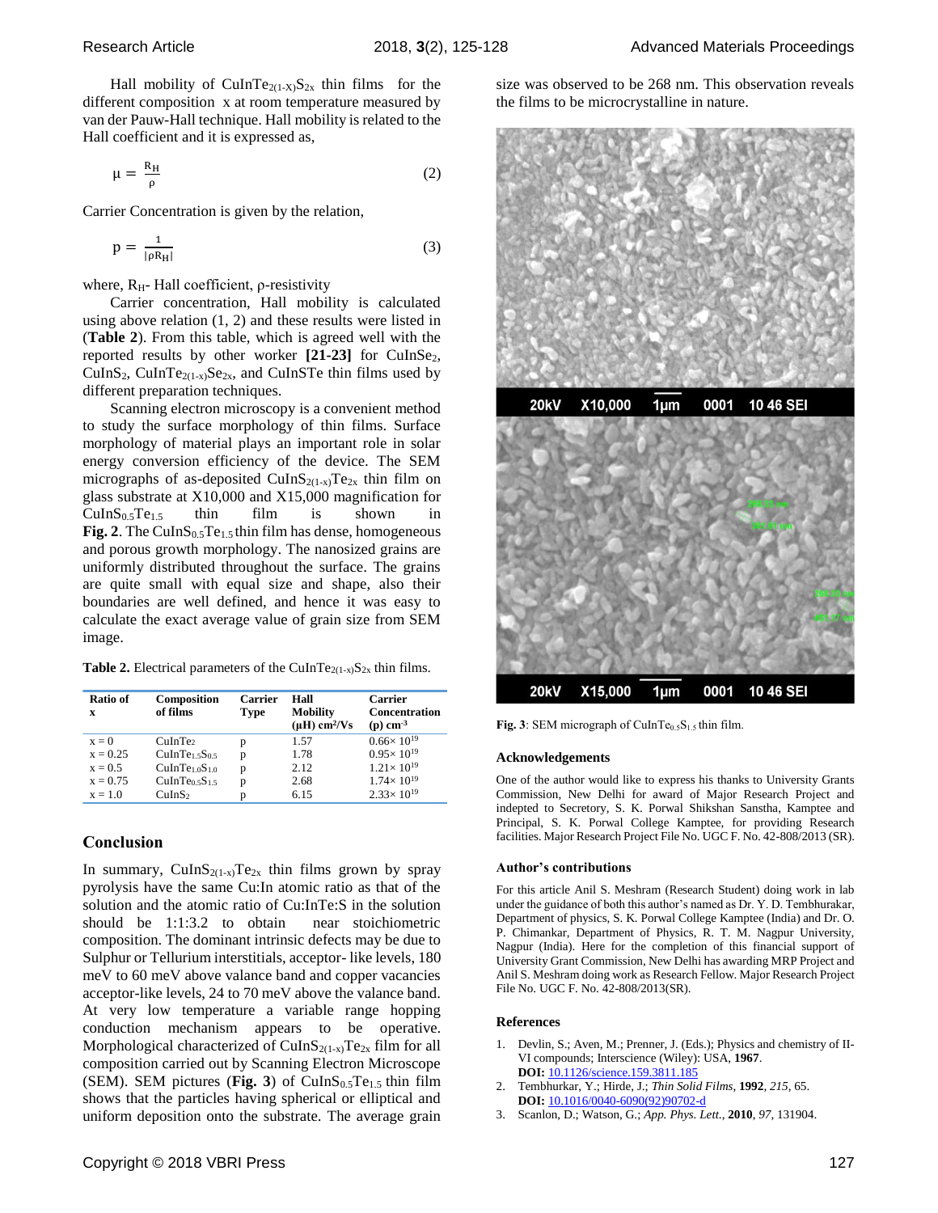Hall mobility of $CuInTe_{2(1-X)}S_{2x}$ thin films for the different composition x at room temperature measured by van der Pauw-Hall technique. Hall mobility is related to the Hall coefficient and it is expressed as,

$$\mu = \frac{R_H}{\rho} \tag{2}$$

Carrier Concentration is given by the relation,

$$p = \frac{1}{|\rho R_H|} \tag{3}$$

where, $R_H$- Hall coefficient, ρ-resistivity

Carrier concentration, Hall mobility is calculated using above relation (1, 2) and these results were listed in (**Table 2**). From this table, which is agreed well with the reported results by other worker **[21-23]** for $CuInSe_2$, $CuInS_2$, $CuInTe_{2(1-x)}Se_{2x}$, and CuInSTe thin films used by different preparation techniques.

Scanning electron microscopy is a convenient method to study the surface morphology of thin films. Surface morphology of material plays an important role in solar energy conversion efficiency of the device. The SEM micrographs of as-deposited $CuInS_{2(1-x)}Te_{2x}$ thin film on glass substrate at X10,000 and X15,000 magnification for $CuInS_{0.5}Te_{1.5}$ thin film is shown in **Fig. 2**. The $CuInS_{0.5}Te_{1.5}$ thin film has dense, homogeneous and porous growth morphology. The nanosized grains are uniformly distributed throughout the surface. The grains are quite small with equal size and shape, also their boundaries are well defined, and hence it was easy to calculate the exact average value of grain size from SEM image.

**Table 2.** Electrical parameters of the $CuInTe_{2(1-x)}S_{2x}$ thin films.

| Ratio of x | Composition of films | Carrier Type | Hall Mobility (μH) $cm^2/Vs$ | Carrier Concentration (p) $cm^{-3}$ |
|---|---|---|---|---|
| x = 0 | $CuInTe_2$ | p | 1.57 | $0.66\times 10^{19}$ |
| x = 0.25 | $CuInTe_{1.5}S_{0.5}$ | p | 1.78 | $0.95\times 10^{19}$ |
| x = 0.5 | $CuInTe_{1.0}S_{1.0}$ | p | 2.12 | $1.21\times 10^{19}$ |
| x = 0.75 | $CuInTe_{0.5}S_{1.5}$ | p | 2.68 | $1.74\times 10^{19}$ |
| x = 1.0 | $CuInS_2$ | p | 6.15 | $2.33\times 10^{19}$ |

## Conclusion

In summary, $CuInS_{2(1-x)}Te_{2x}$ thin films grown by spray pyrolysis have the same Cu:In atomic ratio as that of the solution and the atomic ratio of Cu:InTe:S in the solution should be 1:1:3.2 to obtain near stoichiometric composition. The dominant intrinsic defects may be due to Sulphur or Tellurium interstitials, acceptor- like levels, 180 meV to 60 meV above valance band and copper vacancies acceptor-like levels, 24 to 70 meV above the valance band. At very low temperature a variable range hopping conduction mechanism appears to be operative. Morphological characterized of $CuInS_{2(1-x)}Te_{2x}$ film for all composition carried out by Scanning Electron Microscope (SEM). SEM pictures (**Fig. 3**) of $CuInS_{0.5}Te_{1.5}$ thin film shows that the particles having spherical or elliptical and uniform deposition onto the substrate. The average grain size was observed to be 268 nm. This observation reveals the films to be microcrystalline in nature.

**Fig. 3**: SEM micrograph of $CuInTe_{0.5}S_{1.5}$ thin film.

### Acknowledgements

One of the author would like to express his thanks to University Grants Commission, New Delhi for award of Major Research Project and indepted to Secretory, S. K. Porwal Shikshan Sanstha, Kamptee and Principal, S. K. Porwal College Kamptee, for providing Research facilities. Major Research Project File No. UGC F. No. 42-808/2013 (SR).

### Author's contributions

For this article Anil S. Meshram (Research Student) doing work in lab under the guidance of both this author's named as Dr. Y. D. Tembhurakar, Department of physics, S. K. Porwal College Kamptee (India) and Dr. O. P. Chimankar, Department of Physics, R. T. M. Nagpur University, Nagpur (India). Here for the completion of this financial support of University Grant Commission, New Delhi has awarding MRP Project and Anil S. Meshram doing work as Research Fellow. Major Research Project File No. UGC F. No. 42-808/2013(SR).

### References

1. Devlin, S.; Aven, M.; Prenner, J. (Eds.); Physics and chemistry of II-VI compounds; Interscience (Wiley): USA, **1967**. **DOI:** 10.1126/science.159.3811.185
2. Tembhurkar, Y.; Hirde, J.; *Thin Solid Films,* **1992**, *215,* 65. **DOI:** 10.1016/0040-6090(92)90702-d
3. Scanlon, D.; Watson, G.; *App. Phys. Lett.,* **2010**, *97,* 131904.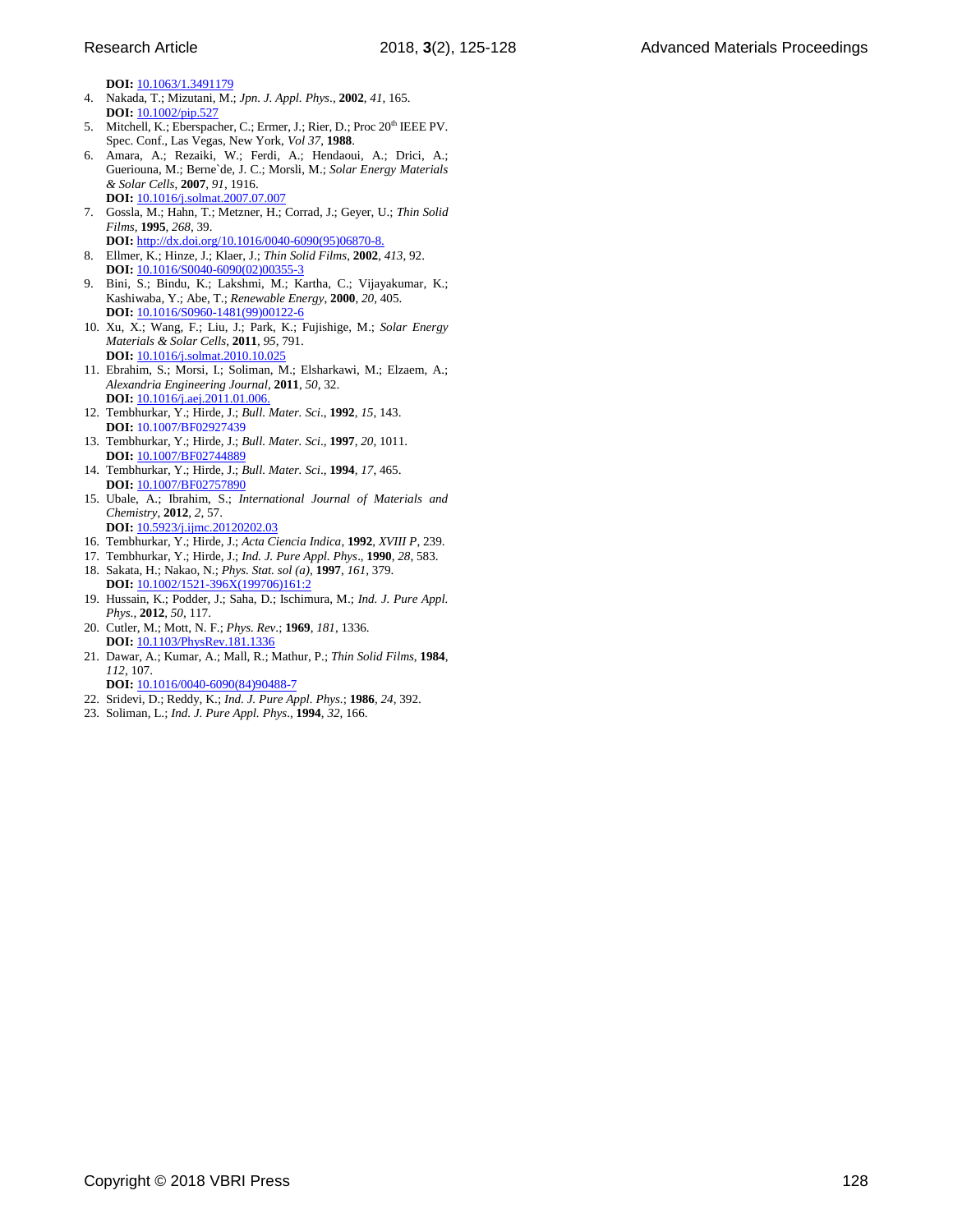**DOI:** 10.1063/1.3491179

4. Nakada, T.; Mizutani, M.; *Jpn. J. Appl. Phys*., **2002**, *41*, 165.
   **DOI:** 10.1002/pip.527
5. Mitchell, K.; Eberspacher, C.; Ermer, J.; Rier, D.; Proc 20th IEEE PV. Spec. Conf., Las Vegas, New York, *Vol 37*, **1988**.
6. Amara, A.; Rezaiki, W.; Ferdi, A.; Hendaoui, A.; Drici, A.; Guerioune, M.; Berne`de, J. C.; Morsli, M.; *Solar Energy Materials & Solar Cells*, **2007**, *91*, 1916.
   **DOI:** 10.1016/j.solmat.2007.07.007
7. Gossla, M.; Hahn, T.; Metzner, H.; Corrad, J.; Geyer, U.; *Thin Solid Films*, **1995**, *268*, 39.
   **DOI:** http://dx.doi.org/10.1016/0040-6090(95)06870-8.
8. Ellmer, K.; Hinze, J.; Klaer, J.; *Thin Solid Films*, **2002**, *413*, 92.
   **DOI:** 10.1016/S0040-6090(02)00355-3
9. Bini, S.; Bindu, K.; Lakshmi, M.; Kartha, C.; Vijayakumar, K.; Kashiwaba, Y.; Abe, T.; *Renewable Energy*, **2000**, *20*, 405.
   **DOI:** 10.1016/S0960-1481(99)00122-6
10. Xu, X.; Wang, F.; Liu, J.; Park, K.; Fujishige, M.; *Solar Energy Materials & Solar Cells*, **2011**, *95*, 791.
    **DOI:** 10.1016/j.solmat.2010.10.025
11. Ebrahim, S.; Morsi, I.; Soliman, M.; Elsharkawi, M.; Elzaem, A.; *Alexandria Engineering Journal*, **2011**, *50*, 32.
    **DOI:** 10.1016/j.aej.2011.01.006.
12. Tembhurkar, Y.; Hirde, J.; *Bull. Mater. Sci*., **1992**, *15*, 143.
    **DOI:** 10.1007/BF02927439
13. Tembhurkar, Y.; Hirde, J.; *Bull. Mater. Sci*., **1997**, *20*, 1011.
    **DOI:** 10.1007/BF02744889
14. Tembhurkar, Y.; Hirde, J.; *Bull. Mater. Sci*., **1994**, *17*, 465.
    **DOI:** 10.1007/BF02757890
15. Ubale, A.; Ibrahim, S.; *International Journal of Materials and Chemistry*, **2012**, *2*, 57.
    **DOI:** 10.5923/j.ijmc.20120202.03
16. Tembhurkar, Y.; Hirde, J.; *Acta Ciencia Indica*, **1992**, *XVIII P*, 239.
17. Tembhurkar, Y.; Hirde, J.; *Ind. J. Pure Appl. Phys*., **1990**, *28*, 583.
18. Sakata, H.; Nakao, N.; *Phys. Stat. sol (a)*, **1997**, *161*, 379.
    **DOI:** 10.1002/1521-396X(199706)161:2
19. Hussain, K.; Podder, J.; Saha, D.; Ischimura, M.; *Ind. J. Pure Appl. Phys*., **2012**, *50*, 117.
20. Cutler, M.; Mott, N. F.; *Phys. Rev*.; **1969**, *181*, 1336.
    **DOI:** 10.1103/PhysRev.181.1336
21. Dawar, A.; Kumar, A.; Mall, R.; Mathur, P.; *Thin Solid Films*, **1984**, *112*, 107.
    **DOI:** 10.1016/0040-6090(84)90488-7
22. Sridevi, D.; Reddy, K.; *Ind. J. Pure Appl. Phys*.; **1986**, *24*, 392.
23. Soliman, L.; *Ind. J. Pure Appl. Phys*., **1994**, *32*, 166.